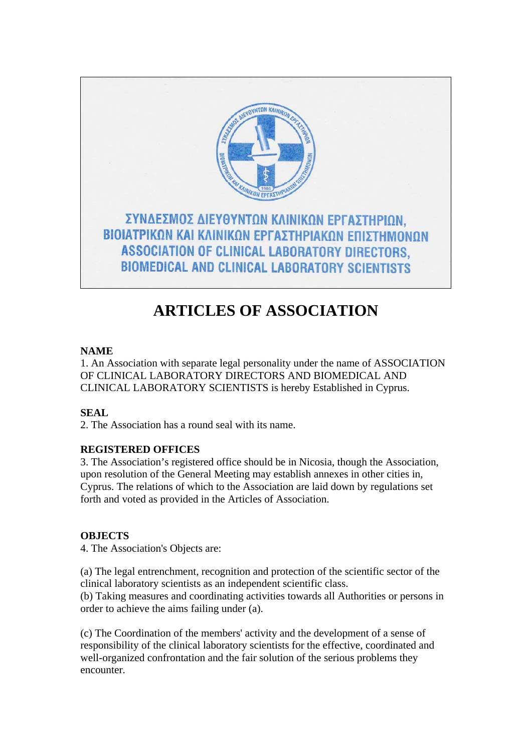ΣΥΝΔΕΣΜΟΣ ΔΙΕΥΘΥΝΤΩΝ ΚΛΙΝΙΚΩΝ ΕΡΓΑΣΤΗΡΙΩΝ, ΒΙΟΙΑΤΡΙΚΩΝ ΚΑΙ ΚΛΙΝΙΚΩΝ ΕΡΓΑΣΤΗΡΙΑΚΩΝ ΕΠΙΣΤΗΜΟΝΩΝ

ASSOCIATION OF CLINICAL LABORATORY DIRECTORS, BIOMEDICAL AND CLINICAL LABORATORY SCIENTISTS

# ARTICLES OF ASSOCIATION

**NAME**

1. An Association with separate legal personality under the name of ASSOCIATION OF CLINICAL LABORATORY DIRECTORS AND BIOMEDICAL AND CLINICAL LABORATORY SCIENTISTS is hereby Established in Cyprus.

**SEAL**

2. The Association has a round seal with its name.

**REGISTERED OFFICES**

3. The Association's registered office should be in Nicosia, though the Association, upon resolution of the General Meeting may establish annexes in other cities in, Cyprus. The relations of which to the Association are laid down by regulations set forth and voted as provided in the Articles of Association.

**OBJECTS**

4. The Association's Objects are:

(a) The legal entrenchment, recognition and protection of the scientific sector of the clinical laboratory scientists as an independent scientific class.
(b) Taking measures and coordinating activities towards all Authorities or persons in order to achieve the aims failing under (a).

(c) The Coordination of the members' activity and the development of a sense of responsibility of the clinical laboratory scientists for the effective, coordinated and well-organized confrontation and the fair solution of the serious problems they encounter.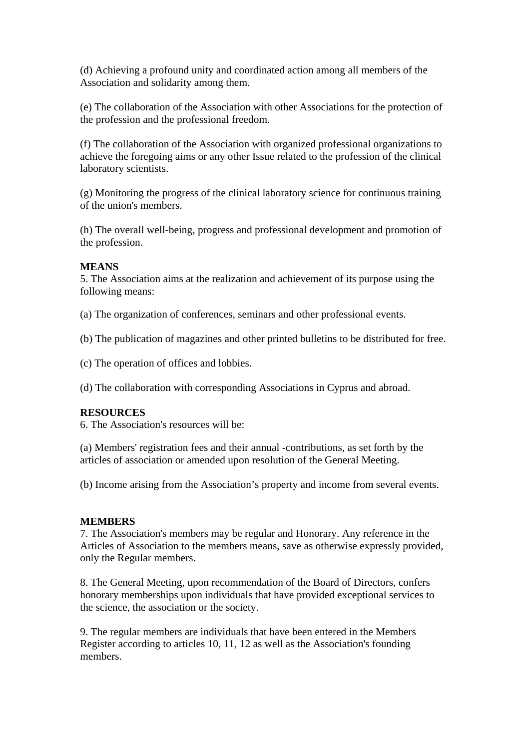(d) Achieving a profound unity and coordinated action among all members of the Association and solidarity among them.

(e) The collaboration of the Association with other Associations for the protection of the profession and the professional freedom.

(f) The collaboration of the Association with organized professional organizations to achieve the foregoing aims or any other Issue related to the profession of the clinical laboratory scientists.

(g) Monitoring the progress of the clinical laboratory science for continuous training of the union's members.

(h) The overall well-being, progress and professional development and promotion of the profession.

**MEANS**

5. The Association aims at the realization and achievement of its purpose using the following means:

(a) The organization of conferences, seminars and other professional events.

(b) The publication of magazines and other printed bulletins to be distributed for free.

(c) The operation of offices and lobbies.

(d) The collaboration with corresponding Associations in Cyprus and abroad.

**RESOURCES**

6. The Association's resources will be:

(a) Members' registration fees and their annual -contributions, as set forth by the articles of association or amended upon resolution of the General Meeting.

(b) Income arising from the Association's property and income from several events.

**MEMBERS**

7. The Association's members may be regular and Honorary. Any reference in the Articles of Association to the members means, save as otherwise expressly provided, only the Regular members.

8. The General Meeting, upon recommendation of the Board of Directors, confers honorary memberships upon individuals that have provided exceptional services to the science, the association or the society.

9. The regular members are individuals that have been entered in the Members Register according to articles 10, 11, 12 as well as the Association's founding members.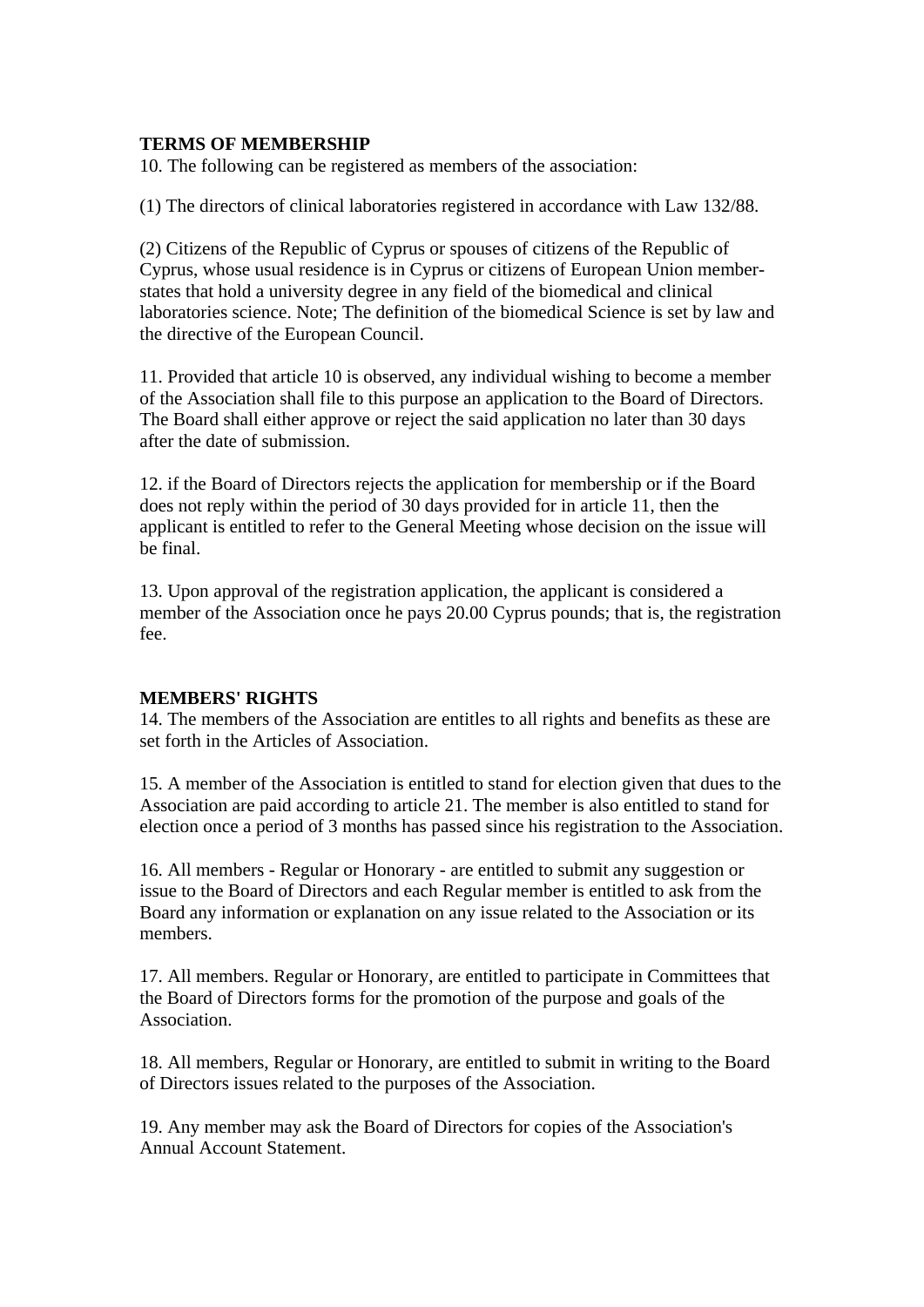**TERMS OF MEMBERSHIP**

10. The following can be registered as members of the association:

(1) The directors of clinical laboratories registered in accordance with Law 132/88.

(2) Citizens of the Republic of Cyprus or spouses of citizens of the Republic of Cyprus, whose usual residence is in Cyprus or citizens of European Union member-states that hold a university degree in any field of the biomedical and clinical laboratories science. Note; The definition of the biomedical Science is set by law and the directive of the European Council.

11. Provided that article 10 is observed, any individual wishing to become a member of the Association shall file to this purpose an application to the Board of Directors. The Board shall either approve or reject the said application no later than 30 days after the date of submission.

12. if the Board of Directors rejects the application for membership or if the Board does not reply within the period of 30 days provided for in article 11, then the applicant is entitled to refer to the General Meeting whose decision on the issue will be final.

13. Upon approval of the registration application, the applicant is considered a member of the Association once he pays 20.00 Cyprus pounds; that is, the registration fee.

**MEMBERS' RIGHTS**

14. The members of the Association are entites to all rights and benefits as these are set forth in the Articles of Association.

15. A member of the Association is entitled to stand for election given that dues to the Association are paid according to article 21. The member is also entitled to stand for election once a period of 3 months has passed since his registration to the Association.

16. All members - Regular or Honorary - are entitled to submit any suggestion or issue to the Board of Directors and each Regular member is entitled to ask from the Board any information or explanation on any issue related to the Association or its members.

17. All members. Regular or Honorary, are entitled to participate in Committees that the Board of Directors forms for the promotion of the purpose and goals of the Association.

18. All members, Regular or Honorary, are entitled to submit in writing to the Board of Directors issues related to the purposes of the Association.

19. Any member may ask the Board of Directors for copies of the Association's Annual Account Statement.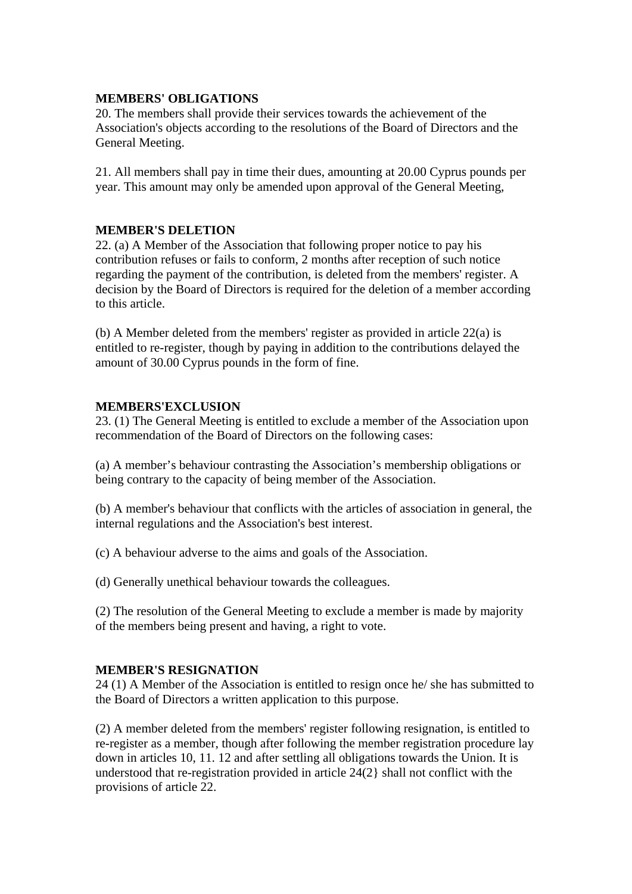**MEMBERS' OBLIGATIONS**

20. The members shall provide their services towards the achievement of the Association's objects according to the resolutions of the Board of Directors and the General Meeting.

21. All members shall pay in time their dues, amounting at 20.00 Cyprus pounds per year. This amount may only be amended upon approval of the General Meeting,

**MEMBER'S DELETION**

22. (a) A Member of the Association that following proper notice to pay his contribution refuses or fails to conform, 2 months after reception of such notice regarding the payment of the contribution, is deleted from the members' register. A decision by the Board of Directors is required for the deletion of a member according to this article.

(b) A Member deleted from the members' register as provided in article 22(a) is entitled to re-register, though by paying in addition to the contributions delayed the amount of 30.00 Cyprus pounds in the form of fine.

**MEMBERS'EXCLUSION**

23. (1) The General Meeting is entitled to exclude a member of the Association upon recommendation of the Board of Directors on the following cases:

(a) A member's behaviour contrasting the Association's membership obligations or being contrary to the capacity of being member of the Association.

(b) A member's behaviour that conflicts with the articles of association in general, the internal regulations and the Association's best interest.

(c) A behaviour adverse to the aims and goals of the Association.

(d) Generally unethical behaviour towards the colleagues.

(2) The resolution of the General Meeting to exclude a member is made by majority of the members being present and having, a right to vote.

**MEMBER'S RESIGNATION**

24 (1) A Member of the Association is entitled to resign once he/ she has submitted to the Board of Directors a written application to this purpose.

(2) A member deleted from the members' register following resignation, is entitled to re-register as a member, though after following the member registration procedure lay down in articles 10, 11. 12 and after settling all obligations towards the Union. It is understood that re-registration provided in article 24(2} shall not conflict with the provisions of article 22.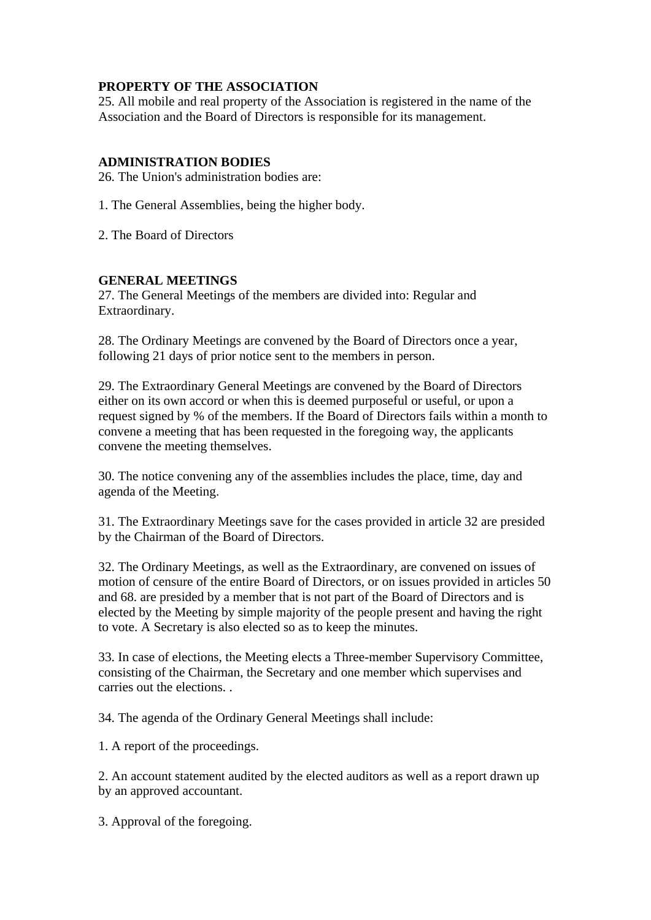**PROPERTY OF THE ASSOCIATION**
25. All mobile and real property of the Association is registered in the name of the Association and the Board of Directors is responsible for its management.

**ADMINISTRATION BODIES**
26. The Union's administration bodies are:

1. The General Assemblies, being the higher body.

2. The Board of Directors

**GENERAL MEETINGS**
27. The General Meetings of the members are divided into: Regular and Extraordinary.

28. The Ordinary Meetings are convened by the Board of Directors once a year, following 21 days of prior notice sent to the members in person.

29. The Extraordinary General Meetings are convened by the Board of Directors either on its own accord or when this is deemed purposeful or useful, or upon a request signed by % of the members. If the Board of Directors fails within a month to convene a meeting that has been requested in the foregoing way, the applicants convene the meeting themselves.

30. The notice convening any of the assemblies includes the place, time, day and agenda of the Meeting.

31. The Extraordinary Meetings save for the cases provided in article 32 are presided by the Chairman of the Board of Directors.

32. The Ordinary Meetings, as well as the Extraordinary, are convened on issues of motion of censure of the entire Board of Directors, or on issues provided in articles 50 and 68. are presided by a member that is not part of the Board of Directors and is elected by the Meeting by simple majority of the people present and having the right to vote. A Secretary is also elected so as to keep the minutes.

33. In case of elections, the Meeting elects a Three-member Supervisory Committee, consisting of the Chairman, the Secretary and one member which supervises and carries out the elections. .

34. The agenda of the Ordinary General Meetings shall include:

1. A report of the proceedings.

2. An account statement audited by the elected auditors as well as a report drawn up by an approved accountant.

3. Approval of the foregoing.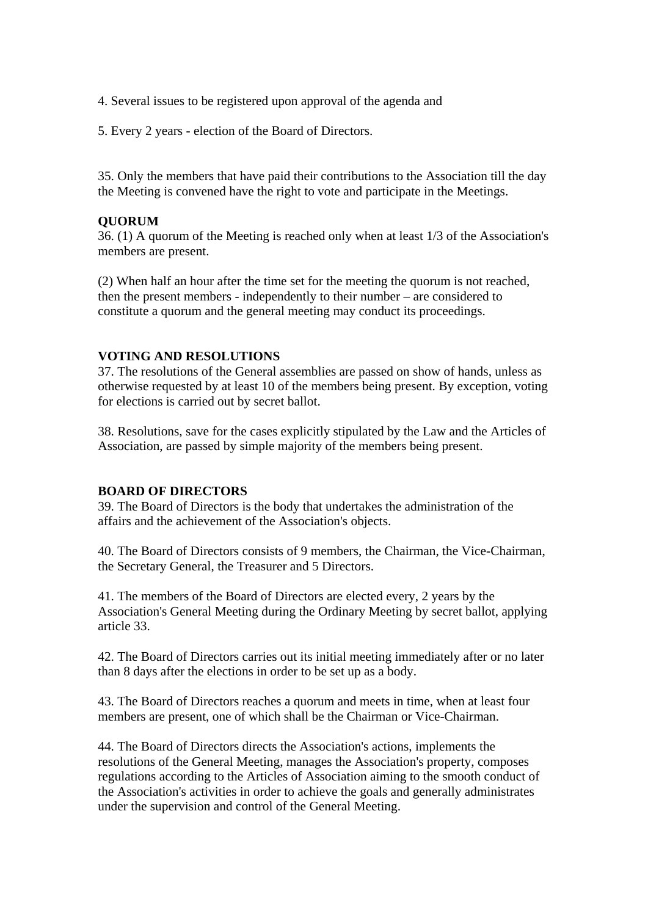4. Several issues to be registered upon approval of the agenda and

5. Every 2 years - election of the Board of Directors.

35. Only the members that have paid their contributions to the Association till the day the Meeting is convened have the right to vote and participate in the Meetings.

**QUORUM**

36. (1) A quorum of the Meeting is reached only when at least 1/3 of the Association's members are present.

(2) When half an hour after the time set for the meeting the quorum is not reached, then the present members - independently to their number – are considered to constitute a quorum and the general meeting may conduct its proceedings.

**VOTING AND RESOLUTIONS**

37. The resolutions of the General assemblies are passed on show of hands, unless as otherwise requested by at least 10 of the members being present. By exception, voting for elections is carried out by secret ballot.

38. Resolutions, save for the cases explicitly stipulated by the Law and the Articles of Association, are passed by simple majority of the members being present.

**BOARD OF DIRECTORS**

39. The Board of Directors is the body that undertakes the administration of the affairs and the achievement of the Association's objects.

40. The Board of Directors consists of 9 members, the Chairman, the Vice-Chairman, the Secretary General, the Treasurer and 5 Directors.

41. The members of the Board of Directors are elected every, 2 years by the Association's General Meeting during the Ordinary Meeting by secret ballot, applying article 33.

42. The Board of Directors carries out its initial meeting immediately after or no later than 8 days after the elections in order to be set up as a body.

43. The Board of Directors reaches a quorum and meets in time, when at least four members are present, one of which shall be the Chairman or Vice-Chairman.

44. The Board of Directors directs the Association's actions, implements the resolutions of the General Meeting, manages the Association's property, composes regulations according to the Articles of Association aiming to the smooth conduct of the Association's activities in order to achieve the goals and generally administrates under the supervision and control of the General Meeting.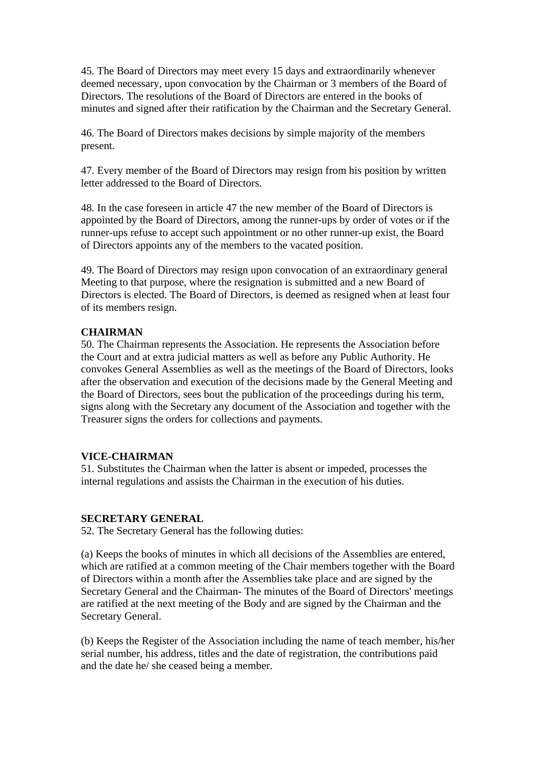45. The Board of Directors may meet every 15 days and extraordinarily whenever deemed necessary, upon convocation by the Chairman or 3 members of the Board of Directors. The resolutions of the Board of Directors are entered in the books of minutes and signed after their ratification by the Chairman and the Secretary General.

46. The Board of Directors makes decisions by simple majority of the members present.

47. Every member of the Board of Directors may resign from his position by written letter addressed to the Board of Directors.

48. In the case foreseen in article 47 the new member of the Board of Directors is appointed by the Board of Directors, among the runner-ups by order of votes or if the runner-ups refuse to accept such appointment or no other runner-up exist, the Board of Directors appoints any of the members to the vacated position.

49. The Board of Directors may resign upon convocation of an extraordinary general Meeting to that purpose, where the resignation is submitted and a new Board of Directors is elected. The Board of Directors, is deemed as resigned when at least four of its members resign.

**CHAIRMAN**

50. The Chairman represents the Association. He represents the Association before the Court and at extra judicial matters as well as before any Public Authority. He convokes General Assemblies as well as the meetings of the Board of Directors, looks after the observation and execution of the decisions made by the General Meeting and the Board of Directors, sees bout the publication of the proceedings during his term, signs along with the Secretary any document of the Association and together with the Treasurer signs the orders for collections and payments.

**VICE-CHAIRMAN**

51. Substitutes the Chairman when the latter is absent or impeded, processes the internal regulations and assists the Chairman in the execution of his duties.

**SECRETARY GENERAL**

52. The Secretary General has the following duties:

(a) Keeps the books of minutes in which all decisions of the Assemblies are entered, which are ratified at a common meeting of the Chair members together with the Board of Directors within a month after the Assemblies take place and are signed by the Secretary General and the Chairman- The minutes of the Board of Directors' meetings are ratified at the next meeting of the Body and are signed by the Chairman and the Secretary General.

(b) Keeps the Register of the Association including the name of teach member, his/her serial number, his address, titles and the date of registration, the contributions paid and the date he/ she ceased being a member.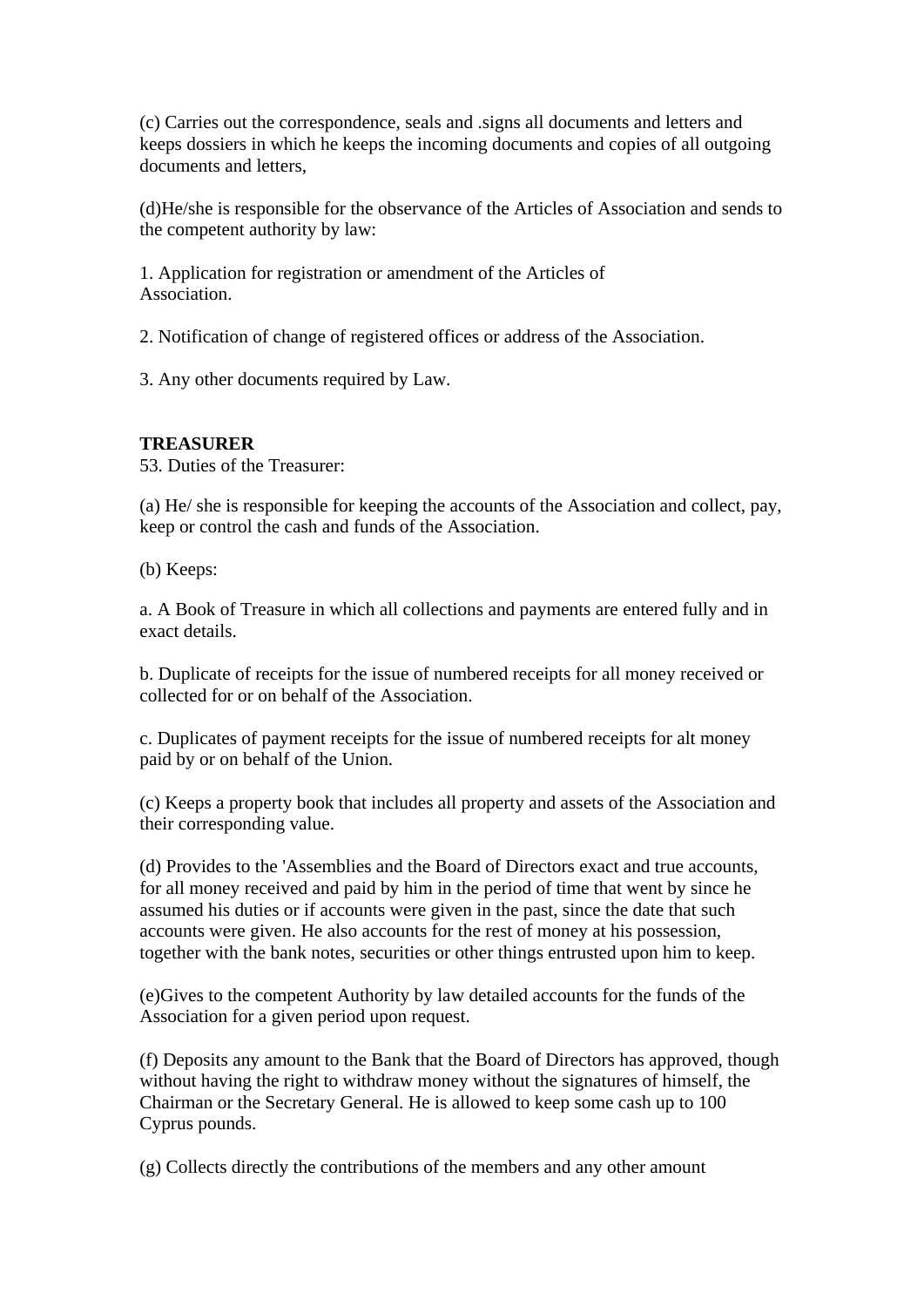(c) Carries out the correspondence, seals and .signs all documents and letters and keeps dossiers in which he keeps the incoming documents and copies of all outgoing documents and letters,

(d)He/she is responsible for the observance of the Articles of Association and sends to the competent authority by law:

1. Application for registration or amendment of the Articles of Association.

2. Notification of change of registered offices or address of the Association.

3. Any other documents required by Law.

**TREASURER**

53. Duties of the Treasurer:

(a) He/ she is responsible for keeping the accounts of the Association and collect, pay, keep or control the cash and funds of the Association.

(b) Keeps:

a. A Book of Treasure in which all collections and payments are entered fully and in exact details.

b. Duplicate of receipts for the issue of numbered receipts for all money received or collected for or on behalf of the Association.

c. Duplicates of payment receipts for the issue of numbered receipts for alt money paid by or on behalf of the Union.

(c) Keeps a property book that includes all property and assets of the Association and their corresponding value.

(d) Provides to the 'Assemblies and the Board of Directors exact and true accounts, for all money received and paid by him in the period of time that went by since he assumed his duties or if accounts were given in the past, since the date that such accounts were given. He also accounts for the rest of money at his possession, together with the bank notes, securities or other things entrusted upon him to keep.

(e)Gives to the competent Authority by law detailed accounts for the funds of the Association for a given period upon request.

(f) Deposits any amount to the Bank that the Board of Directors has approved, though without having the right to withdraw money without the signatures of himself, the Chairman or the Secretary General. He is allowed to keep some cash up to 100 Cyprus pounds.

(g) Collects directly the contributions of the members and any other amount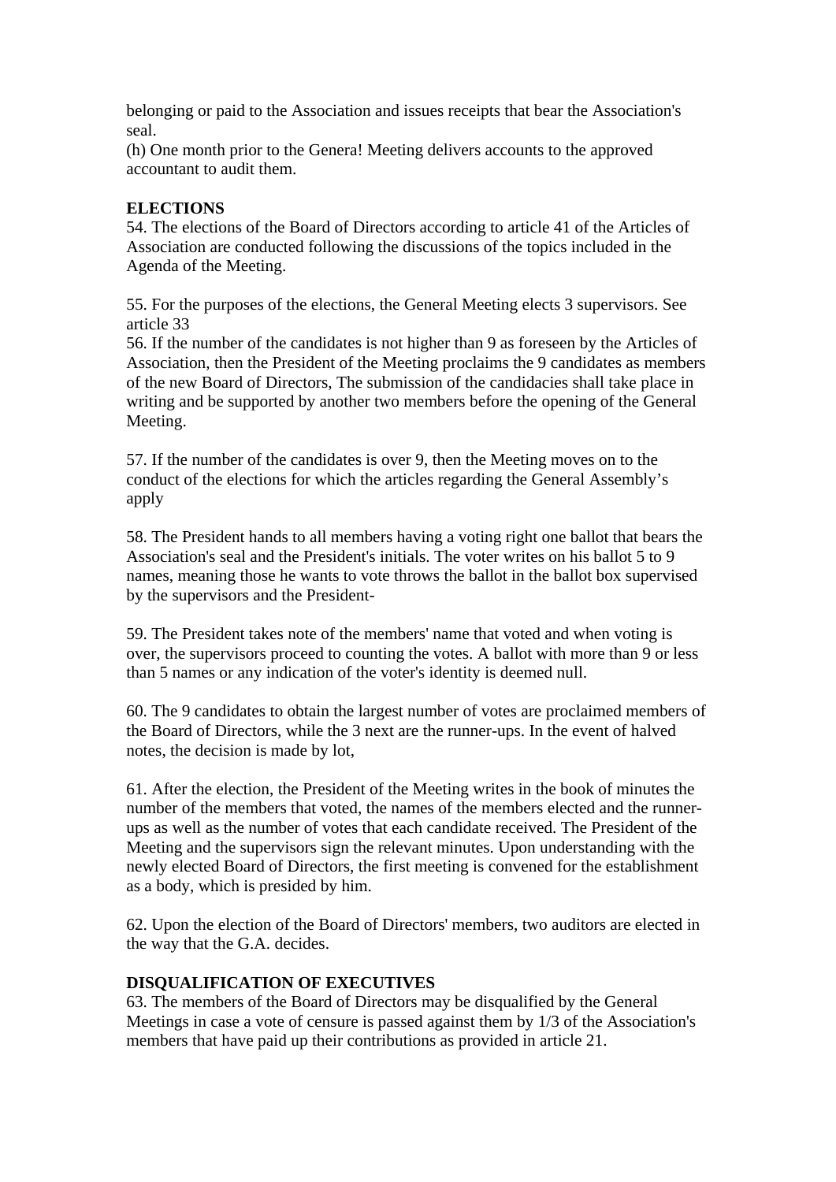belonging or paid to the Association and issues receipts that bear the Association's seal.
(h) One month prior to the Genera! Meeting delivers accounts to the approved accountant to audit them.

**ELECTIONS**
54. The elections of the Board of Directors according to article 41 of the Articles of Association are conducted following the discussions of the topics included in the Agenda of the Meeting.

55. For the purposes of the elections, the General Meeting elects 3 supervisors. See article 33
56. If the number of the candidates is not higher than 9 as foreseen by the Articles of Association, then the President of the Meeting proclaims the 9 candidates as members of the new Board of Directors, The submission of the candidacies shall take place in writing and be supported by another two members before the opening of the General Meeting.

57. If the number of the candidates is over 9, then the Meeting moves on to the conduct of the elections for which the articles regarding the General Assembly's apply

58. The President hands to all members having a voting right one ballot that bears the Association's seal and the President's initials. The voter writes on his ballot 5 to 9 names, meaning those he wants to vote throws the ballot in the ballot box supervised by the supervisors and the President-

59. The President takes note of the members' name that voted and when voting is over, the supervisors proceed to counting the votes. A ballot with more than 9 or less than 5 names or any indication of the voter's identity is deemed null.

60. The 9 candidates to obtain the largest number of votes are proclaimed members of the Board of Directors, while the 3 next are the runner-ups. In the event of halved notes, the decision is made by lot,

61. After the election, the President of the Meeting writes in the book of minutes the number of the members that voted, the names of the members elected and the runner-ups as well as the number of votes that each candidate received. The President of the Meeting and the supervisors sign the relevant minutes. Upon understanding with the newly elected Board of Directors, the first meeting is convened for the establishment as a body, which is presided by him.

62. Upon the election of the Board of Directors' members, two auditors are elected in the way that the G.A. decides.

**DISQUALIFICATION OF EXECUTIVES**
63. The members of the Board of Directors may be disqualified by the General Meetings in case a vote of censure is passed against them by 1/3 of the Association's members that have paid up their contributions as provided in article 21.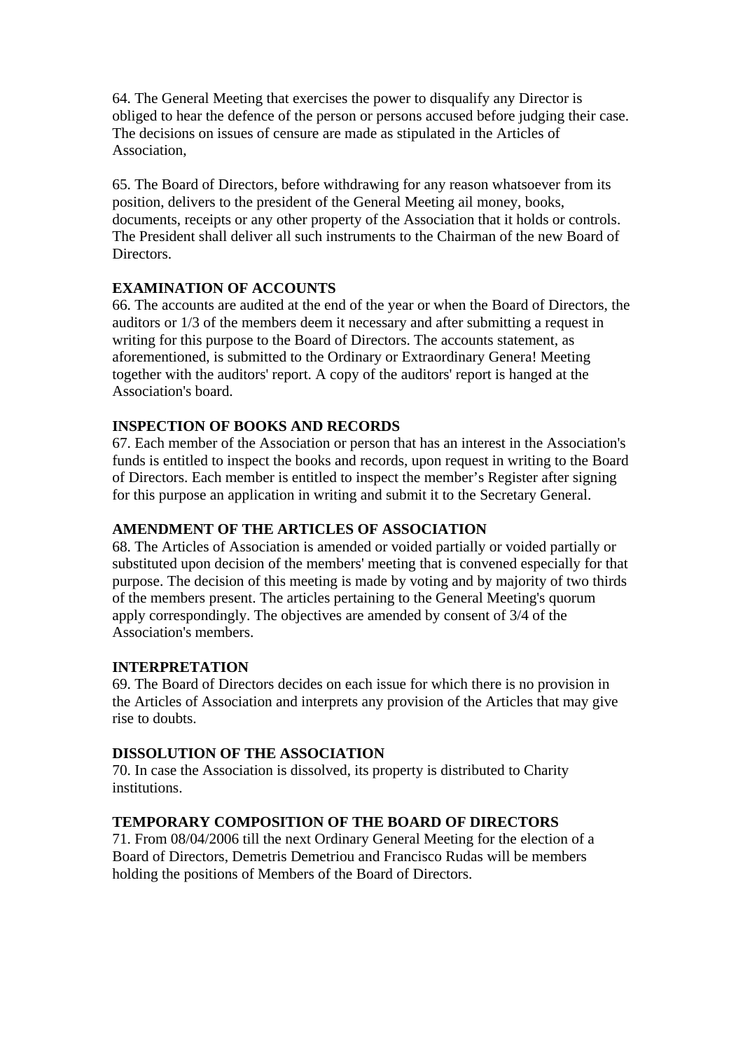64. The General Meeting that exercises the power to disqualify any Director is obliged to hear the defence of the person or persons accused before judging their case. The decisions on issues of censure are made as stipulated in the Articles of Association,

65. The Board of Directors, before withdrawing for any reason whatsoever from its position, delivers to the president of the General Meeting ail money, books, documents, receipts or any other property of the Association that it holds or controls. The President shall deliver all such instruments to the Chairman of the new Board of Directors.

**EXAMINATION OF ACCOUNTS**

66. The accounts are audited at the end of the year or when the Board of Directors, the auditors or 1/3 of the members deem it necessary and after submitting a request in writing for this purpose to the Board of Directors. The accounts statement, as aforementioned, is submitted to the Ordinary or Extraordinary Genera! Meeting together with the auditors' report. A copy of the auditors' report is hanged at the Association's board.

**INSPECTION OF BOOKS AND RECORDS**

67. Each member of the Association or person that has an interest in the Association's funds is entitled to inspect the books and records, upon request in writing to the Board of Directors. Each member is entitled to inspect the member's Register after signing for this purpose an application in writing and submit it to the Secretary General.

**AMENDMENT OF THE ARTICLES OF ASSOCIATION**

68. The Articles of Association is amended or voided partially or voided partially or substituted upon decision of the members' meeting that is convened especially for that purpose. The decision of this meeting is made by voting and by majority of two thirds of the members present. The articles pertaining to the General Meeting's quorum apply correspondingly. The objectives are amended by consent of 3/4 of the Association's members.

**INTERPRETATION**

69. The Board of Directors decides on each issue for which there is no provision in the Articles of Association and interprets any provision of the Articles that may give rise to doubts.

**DISSOLUTION OF THE ASSOCIATION**

70. In case the Association is dissolved, its property is distributed to Charity institutions.

**TEMPORARY COMPOSITION OF THE BOARD OF DIRECTORS**

71. From 08/04/2006 till the next Ordinary General Meeting for the election of a Board of Directors, Demetris Demetriou and Francisco Rudas will be members holding the positions of Members of the Board of Directors.